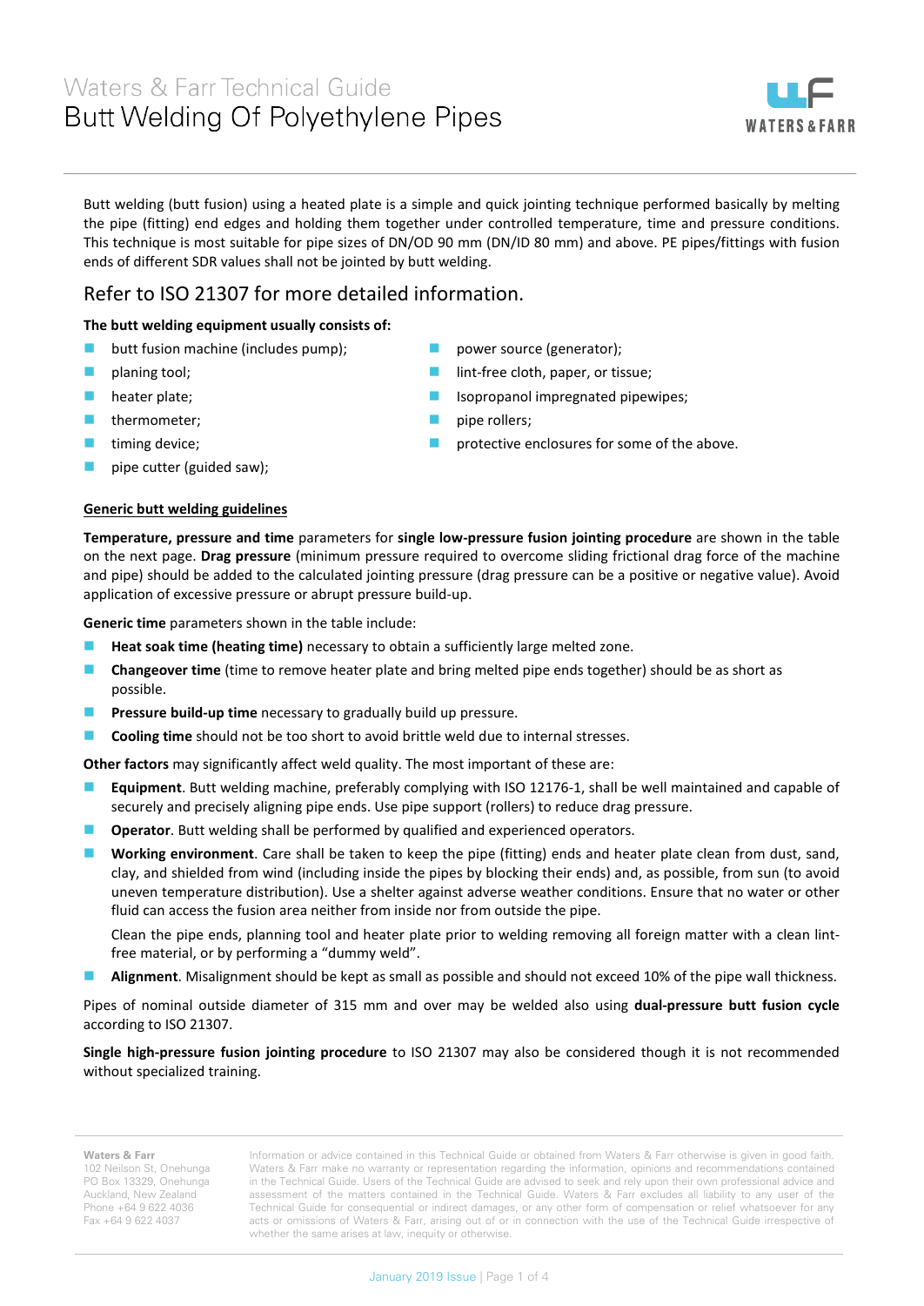# Waters & Farr Technical Guide
# Butt Welding Of Polyethylene Pipes

Butt welding (butt fusion) using a heated plate is a simple and quick jointing technique performed basically by melting the pipe (fitting) end edges and holding them together under controlled temperature, time and pressure conditions. This technique is most suitable for pipe sizes of DN/OD 90 mm (DN/ID 80 mm) and above. PE pipes/fittings with fusion ends of different SDR values shall not be jointed by butt welding.

## Refer to ISO 21307 for more detailed information.

**The butt welding equipment usually consists of:**

- butt fusion machine (includes pump);
- planing tool;
- heater plate;
- thermometer;
- timing device;
- pipe cutter (guided saw);
- power source (generator);
- lint-free cloth, paper, or tissue;
- Isopropanol impregnated pipewipes;
- pipe rollers;
- protective enclosures for some of the above.

**Generic butt welding guidelines**

**Temperature, pressure and time** parameters for **single low-pressure fusion jointing procedure** are shown in the table on the next page. **Drag pressure** (minimum pressure required to overcome sliding frictional drag force of the machine and pipe) should be added to the calculated jointing pressure (drag pressure can be a positive or negative value). Avoid application of excessive pressure or abrupt pressure build-up.

**Generic time** parameters shown in the table include:

- **Heat soak time (heating time)** necessary to obtain a sufficiently large melted zone.
- **Changeover time** (time to remove heater plate and bring melted pipe ends together) should be as short as possible.
- **Pressure build-up time** necessary to gradually build up pressure.
- **Cooling time** should not be too short to avoid brittle weld due to internal stresses.

**Other factors** may significantly affect weld quality. The most important of these are:

- **Equipment**. Butt welding machine, preferably complying with ISO 12176-1, shall be well maintained and capable of securely and precisely aligning pipe ends. Use pipe support (rollers) to reduce drag pressure.
- **Operator**. Butt welding shall be performed by qualified and experienced operators.
- **Working environment**. Care shall be taken to keep the pipe (fitting) ends and heater plate clean from dust, sand, clay, and shielded from wind (including inside the pipes by blocking their ends) and, as possible, from sun (to avoid uneven temperature distribution). Use a shelter against adverse weather conditions. Ensure that no water or other fluid can access the fusion area neither from inside nor from outside the pipe.

  Clean the pipe ends, planning tool and heater plate prior to welding removing all foreign matter with a clean lint-free material, or by performing a "dummy weld".
- **Alignment**. Misalignment should be kept as small as possible and should not exceed 10% of the pipe wall thickness.

Pipes of nominal outside diameter of 315 mm and over may be welded also using **dual-pressure butt fusion cycle** according to ISO 21307.

**Single high-pressure fusion jointing procedure** to ISO 21307 may also be considered though it is not recommended without specialized training.

**Waters & Farr**
102 Neilson St, Onehunga
PO Box 13329, Onehunga
Auckland, New Zealand
Phone +64 9 622 4036
Fax +64 9 622 4037

Information or advice contained in this Technical Guide or obtained from Waters & Farr otherwise is given in good faith. Waters & Farr make no warranty or representation regarding the information, opinions and recommendations contained in the Technical Guide. Users of the Technical Guide are advised to seek and rely upon their own professional advice and assessment of the matters contained in the Technical Guide. Waters & Farr excludes all liability to any user of the Technical Guide for consequential or indirect damages, or any other form of compensation or relief whatsoever for any acts or omissions of Waters & Farr, arising out of or in connection with the use of the Technical Guide irrespective of whether the same arises at law, inequity or otherwise.

January 2019 Issue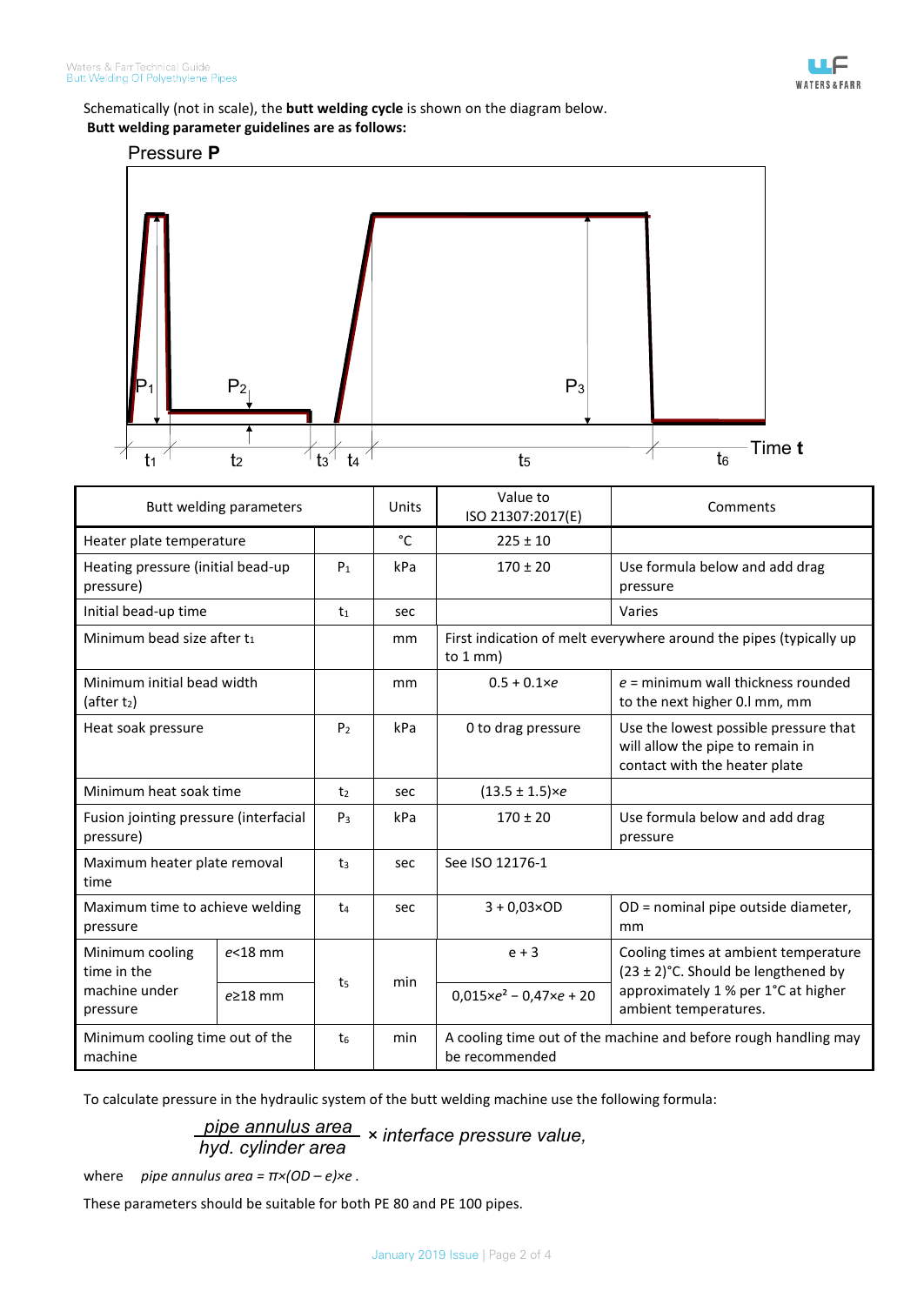Schematically (not in scale), the **butt welding cycle** is shown on the diagram below.
**Butt welding parameter guidelines are as follows:**

| Butt welding parameters | | | Units | Value to ISO 21307:2017(E) | Comments |
|---|---|---|---|---|---|
| Heater plate temperature | | | °C | 225 ± 10 | |
| Heating pressure (initial bead-up pressure) | | $P_1$ | kPa | 170 ± 20 | Use formula below and add drag pressure |
| Initial bead-up time | | $t_1$ | sec | | Varies |
| Minimum bead size after $t_1$ | | | mm | First indication of melt everywhere around the pipes (typically up to 1 mm) | |
| Minimum initial bead width (after $t_2$) | | | mm | $0.5 + 0.1 \times e$ | $e$ = minimum wall thickness rounded to the next higher 0.l mm, mm |
| Heat soak pressure | | $P_2$ | kPa | 0 to drag pressure | Use the lowest possible pressure that will allow the pipe to remain in contact with the heater plate |
| Minimum heat soak time | | $t_2$ | sec | $(13.5 \pm 1.5) \times e$ | |
| Fusion jointing pressure (interfacial pressure) | | $P_3$ | kPa | 170 ± 20 | Use formula below and add drag pressure |
| Maximum heater plate removal time | | $t_3$ | sec | See ISO 12176-1 | |
| Maximum time to achieve welding pressure | | $t_4$ | sec | $3 + 0{,}03 \times OD$ | OD = nominal pipe outside diameter, mm |
| Minimum cooling time in the machine under pressure | $e$<18 mm | $t_5$ | min | $e + 3$ | Cooling times at ambient temperature (23 ± 2)°C. Should be lengthened by approximately 1 % per 1°C at higher ambient temperatures. |
| | $e$≥18 mm | | | $0{,}015 \times e^2 - 0{,}47 \times e + 20$ | |
| Minimum cooling time out of the machine | | $t_6$ | min | A cooling time out of the machine and before rough handling may be recommended | |

To calculate pressure in the hydraulic system of the butt welding machine use the following formula:

$$\frac{\textit{pipe annulus area}}{\textit{hyd. cylinder area}} \times \textit{interface pressure value},$$

where *pipe annulus area* = $\pi \times (OD - e) \times e$ .

These parameters should be suitable for both PE 80 and PE 100 pipes.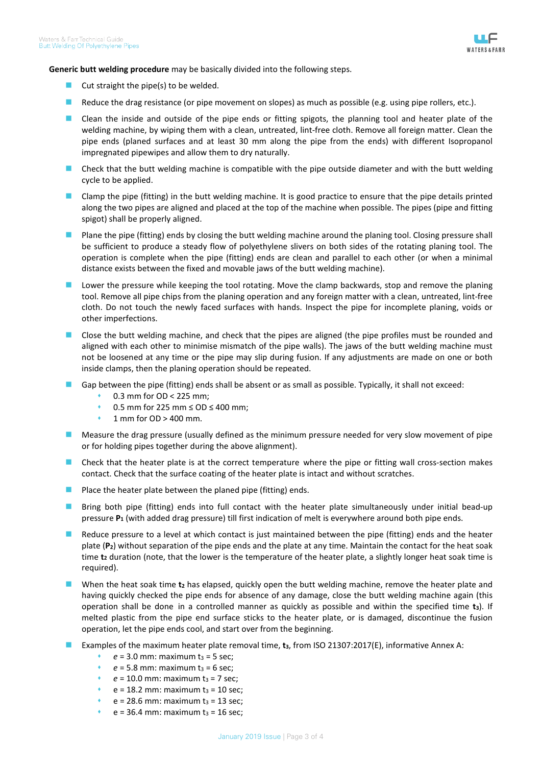**Generic butt welding procedure** may be basically divided into the following steps.

- Cut straight the pipe(s) to be welded.
- Reduce the drag resistance (or pipe movement on slopes) as much as possible (e.g. using pipe rollers, etc.).
- Clean the inside and outside of the pipe ends or fitting spigots, the planning tool and heater plate of the welding machine, by wiping them with a clean, untreated, lint-free cloth. Remove all foreign matter. Clean the pipe ends (planed surfaces and at least 30 mm along the pipe from the ends) with different Isopropanol impregnated pipewipes and allow them to dry naturally.
- Check that the butt welding machine is compatible with the pipe outside diameter and with the butt welding cycle to be applied.
- Clamp the pipe (fitting) in the butt welding machine. It is good practice to ensure that the pipe details printed along the two pipes are aligned and placed at the top of the machine when possible. The pipes (pipe and fitting spigot) shall be properly aligned.
- Plane the pipe (fitting) ends by closing the butt welding machine around the planing tool. Closing pressure shall be sufficient to produce a steady flow of polyethylene slivers on both sides of the rotating planing tool. The operation is complete when the pipe (fitting) ends are clean and parallel to each other (or when a minimal distance exists between the fixed and movable jaws of the butt welding machine).
- Lower the pressure while keeping the tool rotating. Move the clamp backwards, stop and remove the planing tool. Remove all pipe chips from the planing operation and any foreign matter with a clean, untreated, lint-free cloth. Do not touch the newly faced surfaces with hands. Inspect the pipe for incomplete planing, voids or other imperfections.
- Close the butt welding machine, and check that the pipes are aligned (the pipe profiles must be rounded and aligned with each other to minimise mismatch of the pipe walls). The jaws of the butt welding machine must not be loosened at any time or the pipe may slip during fusion. If any adjustments are made on one or both inside clamps, then the planing operation should be repeated.
- Gap between the pipe (fitting) ends shall be absent or as small as possible. Typically, it shall not exceed:
  - 0.3 mm for OD < 225 mm;
  - 0.5 mm for 225 mm ≤ OD ≤ 400 mm;
  - 1 mm for OD > 400 mm.
- Measure the drag pressure (usually defined as the minimum pressure needed for very slow movement of pipe or for holding pipes together during the above alignment).
- Check that the heater plate is at the correct temperature where the pipe or fitting wall cross-section makes contact. Check that the surface coating of the heater plate is intact and without scratches.
- Place the heater plate between the planed pipe (fitting) ends.
- Bring both pipe (fitting) ends into full contact with the heater plate simultaneously under initial bead-up pressure $\mathbf{P_1}$ (with added drag pressure) till first indication of melt is everywhere around both pipe ends.
- Reduce pressure to a level at which contact is just maintained between the pipe (fitting) ends and the heater plate ($\mathbf{P_2}$) without separation of the pipe ends and the plate at any time. Maintain the contact for the heat soak time $\mathbf{t_2}$ duration (note, that the lower is the temperature of the heater plate, a slightly longer heat soak time is required).
- When the heat soak time $\mathbf{t_2}$ has elapsed, quickly open the butt welding machine, remove the heater plate and having quickly checked the pipe ends for absence of any damage, close the butt welding machine again (this operation shall be done in a controlled manner as quickly as possible and within the specified time $\mathbf{t_3}$). If melted plastic from the pipe end surface sticks to the heater plate, or is damaged, discontinue the fusion operation, let the pipe ends cool, and start over from the beginning.
- Examples of the maximum heater plate removal time, $\mathbf{t_3}$, from ISO 21307:2017(E), informative Annex A:
  - $e$ = 3.0 mm: maximum $t_3$ = 5 sec;
  - $e$ = 5.8 mm: maximum $t_3$ = 6 sec;
  - $e$ = 10.0 mm: maximum $t_3$ = 7 sec;
  - e = 18.2 mm: maximum $t_3$ = 10 sec;
  - e = 28.6 mm: maximum $t_3$ = 13 sec;
  - e = 36.4 mm: maximum $t_3$ = 16 sec;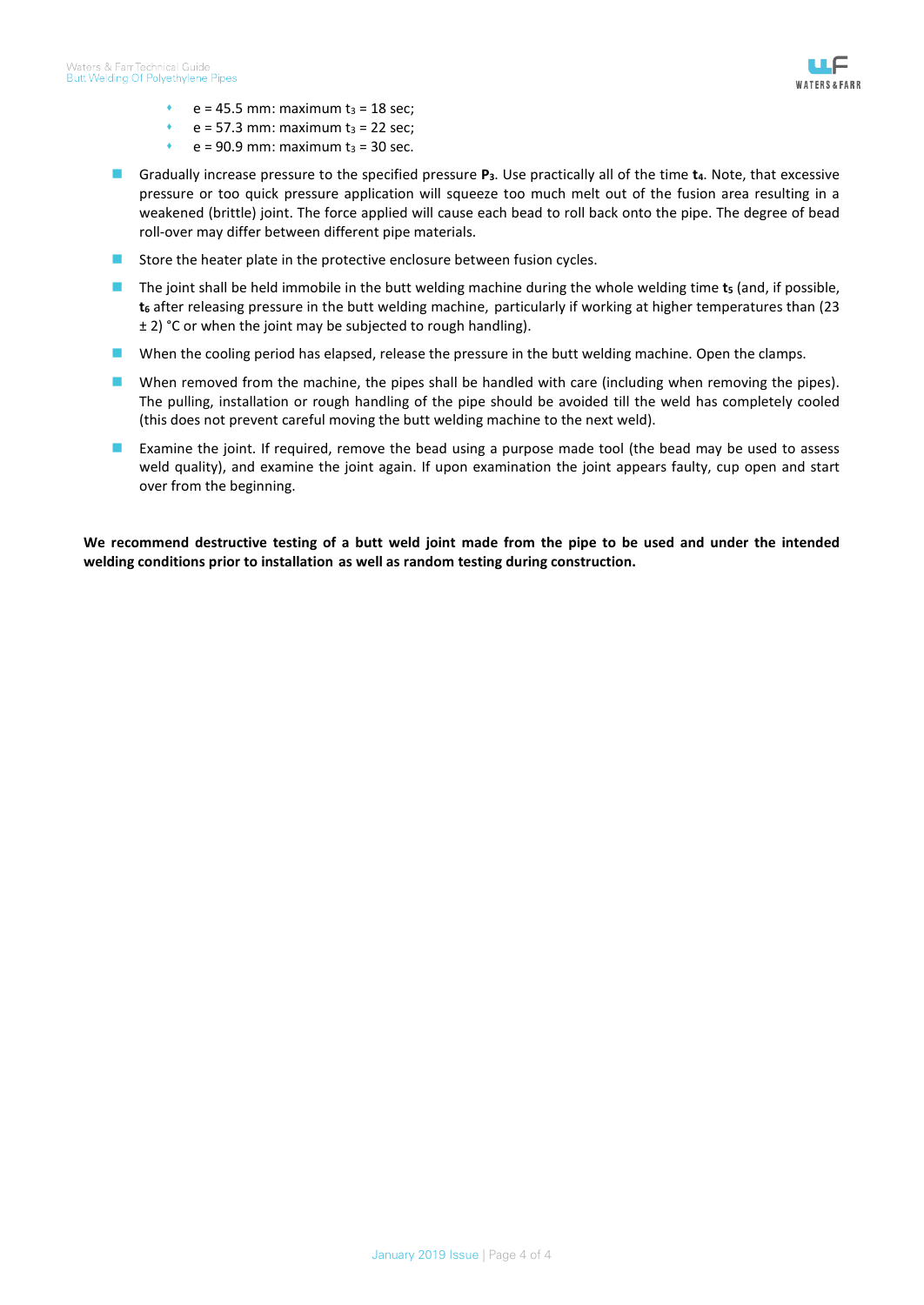- $e$ = 45.5 mm: maximum $t_3$ = 18 sec;
- $e$ = 57.3 mm: maximum $t_3$ = 22 sec;
- $e$ = 90.9 mm: maximum $t_3$ = 30 sec.

- Gradually increase pressure to the specified pressure $\mathbf{P_3}$. Use practically all of the time $\mathbf{t_4}$. Note, that excessive pressure or too quick pressure application will squeeze too much melt out of the fusion area resulting in a weakened (brittle) joint. The force applied will cause each bead to roll back onto the pipe. The degree of bead roll-over may differ between different pipe materials.
- Store the heater plate in the protective enclosure between fusion cycles.
- The joint shall be held immobile in the butt welding machine during the whole welding time $\mathbf{t_5}$ (and, if possible, $\mathbf{t_6}$ after releasing pressure in the butt welding machine, particularly if working at higher temperatures than (23 ± 2) °C or when the joint may be subjected to rough handling).
- When the cooling period has elapsed, release the pressure in the butt welding machine. Open the clamps.
- When removed from the machine, the pipes shall be handled with care (including when removing the pipes). The pulling, installation or rough handling of the pipe should be avoided till the weld has completely cooled (this does not prevent careful moving the butt welding machine to the next weld).
- Examine the joint. If required, remove the bead using a purpose made tool (the bead may be used to assess weld quality), and examine the joint again. If upon examination the joint appears faulty, cup open and start over from the beginning.

**We recommend destructive testing of a butt weld joint made from the pipe to be used and under the intended welding conditions prior to installation as well as random testing during construction.**